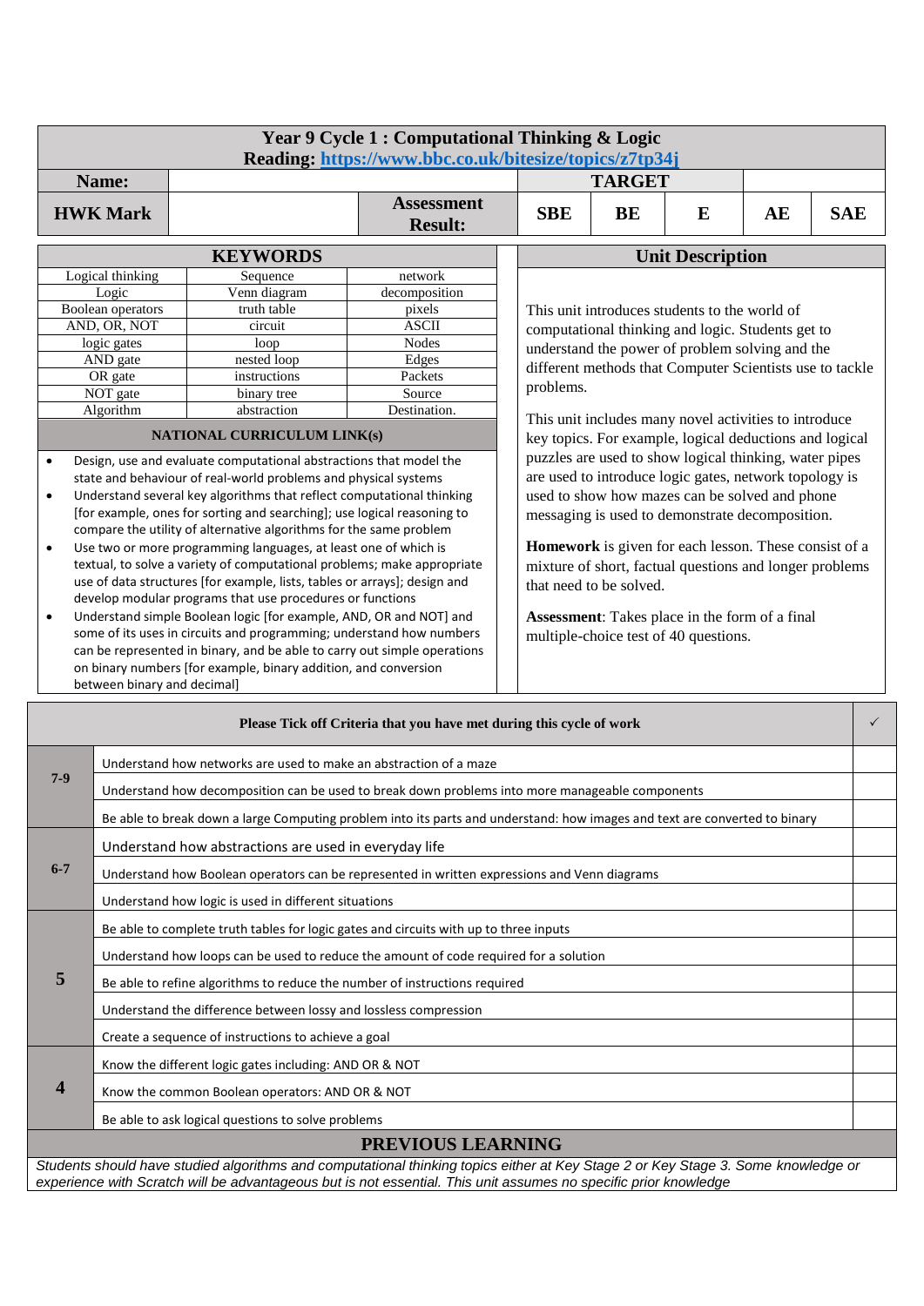# Year 9 Cycle 1 : Computational Thinking & Logic

**Reading:** [https://www.bbc.co.uk/bitesize/topics/z7tp34j](https://www.bbc.co.uk/bitesize/topics/z7tp34j)

| Name: | | | TARGET | | | | |
|---|---|---|---|---|---|---|---|
| **HWK Mark** | | **Assessment Result:** | **SBE** | **BE** | **E** | **AE** | **SAE** |

## KEYWORDS

| | | |
|---|---|---|
| Logical thinking | Sequence | network |
| Logic | Venn diagram | decomposition |
| Boolean operators | truth table | pixels |
| AND, OR, NOT | circuit | ASCII |
| logic gates | loop | Nodes |
| AND gate | nested loop | Edges |
| OR gate | instructions | Packets |
| NOT gate | binary tree | Source |
| Algorithm | abstraction | Destination. |

### NATIONAL CURRICULUM LINK(s)

- Design, use and evaluate computational abstractions that model the state and behaviour of real-world problems and physical systems
- Understand several key algorithms that reflect computational thinking [for example, ones for sorting and searching]; use logical reasoning to compare the utility of alternative algorithms for the same problem
- Use two or more programming languages, at least one of which is textual, to solve a variety of computational problems; make appropriate use of data structures [for example, lists, tables or arrays]; design and develop modular programs that use procedures or functions
- Understand simple Boolean logic [for example, AND, OR and NOT] and some of its uses in circuits and programming; understand how numbers can be represented in binary, and be able to carry out simple operations on binary numbers [for example, binary addition, and conversion between binary and decimal]

## Unit Description

This unit introduces students to the world of computational thinking and logic. Students get to understand the power of problem solving and the different methods that Computer Scientists use to tackle problems.

This unit includes many novel activities to introduce key topics. For example, logical deductions and logical puzzles are used to show logical thinking, water pipes are used to introduce logic gates, network topology is used to show how mazes can be solved and phone messaging is used to demonstrate decomposition.

**Homework** is given for each lesson. These consist of a mixture of short, factual questions and longer problems that need to be solved.

**Assessment**: Takes place in the form of a final multiple-choice test of 40 questions.

| | Please Tick off Criteria that you have met during this cycle of work | ✓ |
|---|---|---|
| **7-9** | Understand how networks are used to make an abstraction of a maze | |
| | Understand how decomposition can be used to break down problems into more manageable components | |
| | Be able to break down a large Computing problem into its parts and understand: how images and text are converted to binary | |
| **6-7** | Understand how abstractions are used in everyday life | |
| | Understand how Boolean operators can be represented in written expressions and Venn diagrams | |
| | Understand how logic is used in different situations | |
| **5** | Be able to complete truth tables for logic gates and circuits with up to three inputs | |
| | Understand how loops can be used to reduce the amount of code required for a solution | |
| | Be able to refine algorithms to reduce the number of instructions required | |
| | Understand the difference between lossy and lossless compression | |
| | Create a sequence of instructions to achieve a goal | |
| **4** | Know the different logic gates including: AND OR & NOT | |
| | Know the common Boolean operators: AND OR & NOT | |
| | Be able to ask logical questions to solve problems | |

## PREVIOUS LEARNING

*Students should have studied algorithms and computational thinking topics either at Key Stage 2 or Key Stage 3. Some knowledge or experience with Scratch will be advantageous but is not essential. This unit assumes no specific prior knowledge*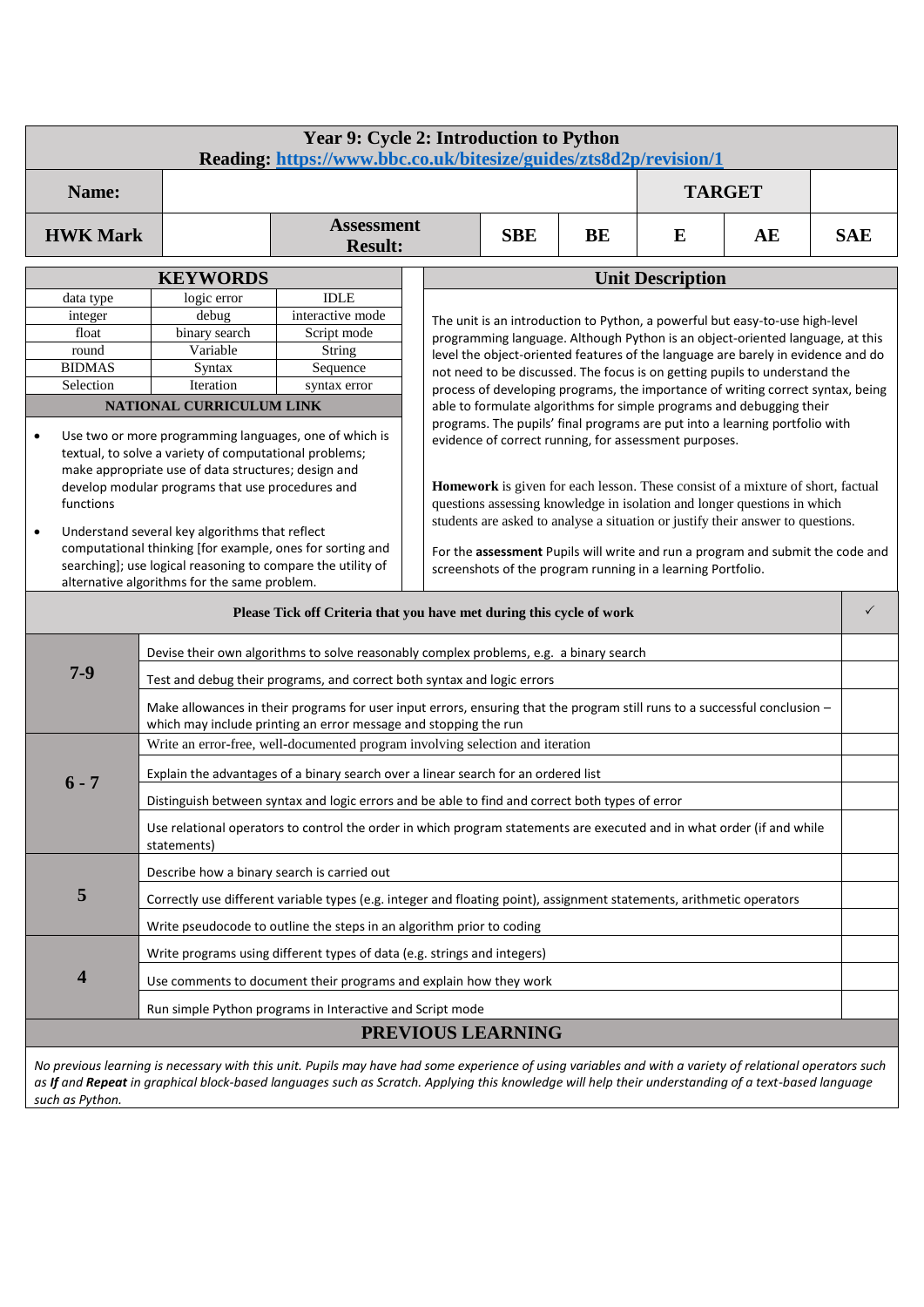# Year 9: Cycle 2: Introduction to Python

**Reading: https://www.bbc.co.uk/bitesize/guides/zts8d2p/revision/1**

| Name: | | | | TARGET | |
|---|---|---|---|---|---|

| HWK Mark | | Assessment Result: | SBE | BE | E | AE | SAE |
|---|---|---|---|---|---|---|---|

## KEYWORDS

| | | |
|---|---|---|
| data type | logic error | IDLE |
| integer | debug | interactive mode |
| float | binary search | Script mode |
| round | Variable | String |
| BIDMAS | Syntax | Sequence |
| Selection | Iteration | syntax error |

### NATIONAL CURRICULUM LINK

- Use two or more programming languages, one of which is textual, to solve a variety of computational problems; make appropriate use of data structures; design and develop modular programs that use procedures and functions
- Understand several key algorithms that reflect computational thinking [for example, ones for sorting and searching]; use logical reasoning to compare the utility of alternative algorithms for the same problem.

## Unit Description

The unit is an introduction to Python, a powerful but easy-to-use high-level programming language. Although Python is an object-oriented language, at this level the object-oriented features of the language are barely in evidence and do not need to be discussed. The focus is on getting pupils to understand the process of developing programs, the importance of writing correct syntax, being able to formulate algorithms for simple programs and debugging their programs. The pupils' final programs are put into a learning portfolio with evidence of correct running, for assessment purposes.

**Homework** is given for each lesson. These consist of a mixture of short, factual questions assessing knowledge in isolation and longer questions in which students are asked to analyse a situation or justify their answer to questions.

For the **assessment** Pupils will write and run a program and submit the code and screenshots of the program running in a learning Portfolio.

| Please Tick off Criteria that you have met during this cycle of work | | ✓ |
|---|---|---|
| 7-9 | Devise their own algorithms to solve reasonably complex problems, e.g. a binary search | |
| | Test and debug their programs, and correct both syntax and logic errors | |
| | Make allowances in their programs for user input errors, ensuring that the program still runs to a successful conclusion – which may include printing an error message and stopping the run | |
| 6 - 7 | Write an error-free, well-documented program involving selection and iteration | |
| | Explain the advantages of a binary search over a linear search for an ordered list | |
| | Distinguish between syntax and logic errors and be able to find and correct both types of error | |
| | Use relational operators to control the order in which program statements are executed and in what order (if and while statements) | |
| 5 | Describe how a binary search is carried out | |
| | Correctly use different variable types (e.g. integer and floating point), assignment statements, arithmetic operators | |
| | Write pseudocode to outline the steps in an algorithm prior to coding | |
| 4 | Write programs using different types of data (e.g. strings and integers) | |
| | Use comments to document their programs and explain how they work | |
| | Run simple Python programs in Interactive and Script mode | |

## PREVIOUS LEARNING

*No previous learning is necessary with this unit. Pupils may have had some experience of using variables and with a variety of relational operators such as **If** and **Repeat** in graphical block-based languages such as Scratch. Applying this knowledge will help their understanding of a text-based language such as Python.*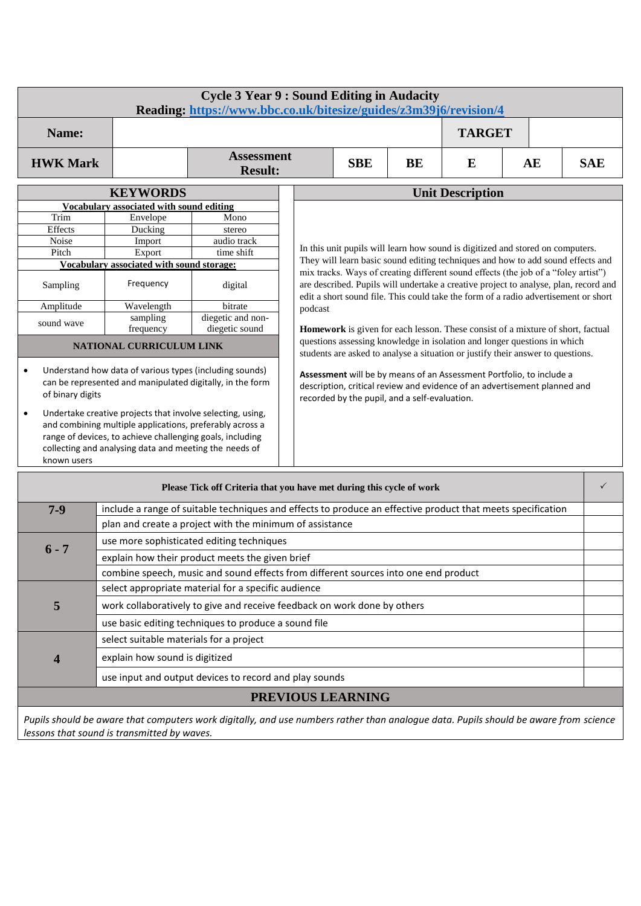# Cycle 3 Year 9 : Sound Editing in Audacity

**Reading: https://www.bbc.co.uk/bitesize/guides/z3m39j6/revision/4**

| **Name:** | | | | | **TARGET** | | |
|---|---|---|---|---|---|---|---|
| **HWK Mark** | | **Assessment Result:** | **SBE** | **BE** | **E** | **AE** | **SAE** |

## KEYWORDS

| Vocabulary associated with sound editing | | |
|---|---|---|
| Trim | Envelope | Mono |
| Effects | Ducking | stereo |
| Noise | Import | audio track |
| Pitch | Export | time shift |
| **Vocabulary associated with sound storage:** | | |
| Sampling | Frequency | digital |
| Amplitude | Wavelength | bitrate |
| sound wave | sampling frequency | diegetic and non-diegetic sound |

### NATIONAL CURRICULUM LINK

- Understand how data of various types (including sounds) can be represented and manipulated digitally, in the form of binary digits
- Undertake creative projects that involve selecting, using, and combining multiple applications, preferably across a range of devices, to achieve challenging goals, including collecting and analysing data and meeting the needs of known users

## Unit Description

In this unit pupils will learn how sound is digitized and stored on computers. They will learn basic sound editing techniques and how to add sound effects and mix tracks. Ways of creating different sound effects (the job of a "foley artist") are described. Pupils will undertake a creative project to analyse, plan, record and edit a short sound file. This could take the form of a radio advertisement or short podcast

**Homework** is given for each lesson. These consist of a mixture of short, factual questions assessing knowledge in isolation and longer questions in which students are asked to analyse a situation or justify their answer to questions.

**Assessment** will be by means of an Assessment Portfolio, to include a description, critical review and evidence of an advertisement planned and recorded by the pupil, and a self-evaluation.

| | Please Tick off Criteria that you have met during this cycle of work | ✓ |
|---|---|---|
| **7-9** | include a range of suitable techniques and effects to produce an effective product that meets specification | |
| | plan and create a project with the minimum of assistance | |
| **6 - 7** | use more sophisticated editing techniques | |
| | explain how their product meets the given brief | |
| | combine speech, music and sound effects from different sources into one end product | |
| **5** | select appropriate material for a specific audience | |
| | work collaboratively to give and receive feedback on work done by others | |
| | use basic editing techniques to produce a sound file | |
| **4** | select suitable materials for a project | |
| | explain how sound is digitized | |
| | use input and output devices to record and play sounds | |

## PREVIOUS LEARNING

*Pupils should be aware that computers work digitally, and use numbers rather than analogue data. Pupils should be aware from science lessons that sound is transmitted by waves.*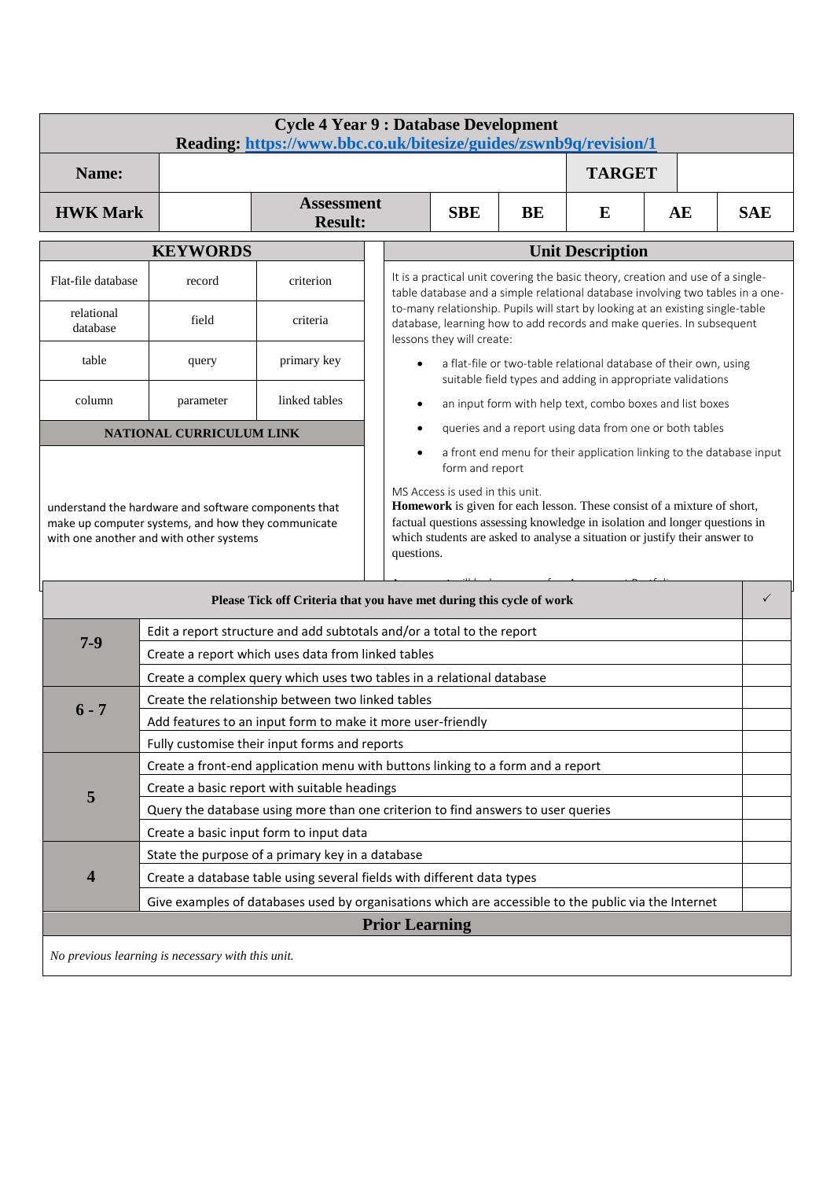# Cycle 4 Year 9 : Database Development

**Reading: https://www.bbc.co.uk/bitesize/guides/zswnb9q/revision/1**

| **Name:** | | | | | **TARGET** | | |
|---|---|---|---|---|---|---|---|
| **HWK Mark** | | **Assessment Result:** | **SBE** | **BE** | **E** | **AE** | **SAE** |

## KEYWORDS

| | | |
|---|---|---|
| Flat-file database | record | criterion |
| relational database | field | criteria |
| table | query | primary key |
| column | parameter | linked tables |

## NATIONAL CURRICULUM LINK

understand the hardware and software components that make up computer systems, and how they communicate with one another and with other systems

## Unit Description

It is a practical unit covering the basic theory, creation and use of a single-table database and a simple relational database involving two tables in a one-to-many relationship. Pupils will start by looking at an existing single-table database, learning how to add records and make queries. In subsequent lessons they will create:

- a flat-file or two-table relational database of their own, using suitable field types and adding in appropriate validations
- an input form with help text, combo boxes and list boxes
- queries and a report using data from one or both tables
- a front end menu for their application linking to the database input form and report

MS Access is used in this unit.

**Homework** is given for each lesson. These consist of a mixture of short, factual questions assessing knowledge in isolation and longer questions in which students are asked to analyse a situation or justify their answer to questions.

| | Please Tick off Criteria that you have met during this cycle of work | ✓ |
|---|---|---|
| **7-9** | Edit a report structure and add subtotals and/or a total to the report | |
| | Create a report which uses data from linked tables | |
| | Create a complex query which uses two tables in a relational database | |
| **6 - 7** | Create the relationship between two linked tables | |
| | Add features to an input form to make it more user-friendly | |
| | Fully customise their input forms and reports | |
| **5** | Create a front-end application menu with buttons linking to a form and a report | |
| | Create a basic report with suitable headings | |
| | Query the database using more than one criterion to find answers to user queries | |
| | Create a basic input form to input data | |
| **4** | State the purpose of a primary key in a database | |
| | Create a database table using several fields with different data types | |
| | Give examples of databases used by organisations which are accessible to the public via the Internet | |

## Prior Learning

*No previous learning is necessary with this unit.*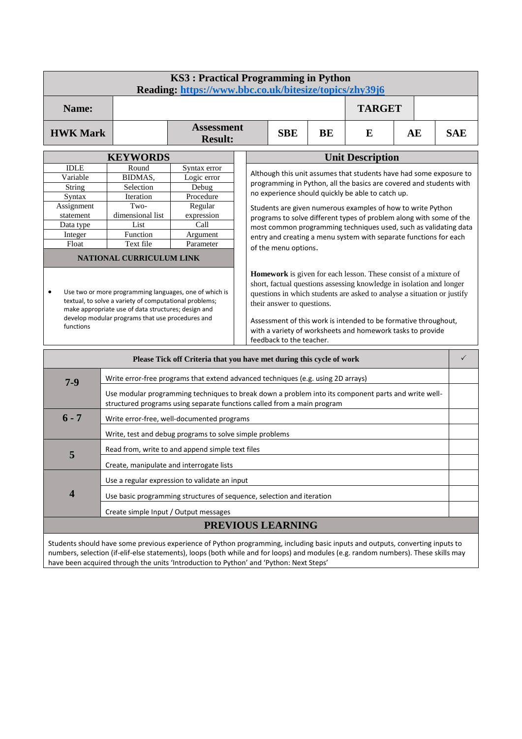# KS3 : Practical Programming in Python

**Reading: https://www.bbc.co.uk/bitesize/topics/zhy39j6**

| | | | | | | | |
|---|---|---|---|---|---|---|---|
| **Name:** | | | | | **TARGET** | | |
| **HWK Mark** | | **Assessment Result:** | **SBE** | **BE** | **E** | **AE** | **SAE** |

## KEYWORDS

| | | |
|---|---|---|
| IDLE | Round | Syntax error |
| Variable | BIDMAS, | Logic error |
| String | Selection | Debug |
| Syntax | Iteration | Procedure |
| Assignment statement | Two-dimensional list | Regular expression |
| Data type | List | Call |
| Integer | Function | Argument |
| Float | Text file | Parameter |

### NATIONAL CURRICULUM LINK

- Use two or more programming languages, one of which is textual, to solve a variety of computational problems; make appropriate use of data structures; design and develop modular programs that use procedures and functions

## Unit Description

Although this unit assumes that students have had some exposure to programming in Python, all the basics are covered and students with no experience should quickly be able to catch up.

Students are given numerous examples of how to write Python programs to solve different types of problem along with some of the most common programming techniques used, such as validating data entry and creating a menu system with separate functions for each of the menu options.

**Homework** is given for each lesson. These consist of a mixture of short, factual questions assessing knowledge in isolation and longer questions in which students are asked to analyse a situation or justify their answer to questions.

Assessment of this work is intended to be formative throughout, with a variety of worksheets and homework tasks to provide feedback to the teacher.

| | Please Tick off Criteria that you have met during this cycle of work | ✓ |
|---|---|---|
| **7-9** | Write error-free programs that extend advanced techniques (e.g. using 2D arrays) | |
| | Use modular programming techniques to break down a problem into its component parts and write well-structured programs using separate functions called from a main program | |
| **6 - 7** | Write error-free, well-documented programs | |
| | Write, test and debug programs to solve simple problems | |
| **5** | Read from, write to and append simple text files | |
| | Create, manipulate and interrogate lists | |
| **4** | Use a regular expression to validate an input | |
| | Use basic programming structures of sequence, selection and iteration | |
| | Create simple Input / Output messages | |

## PREVIOUS LEARNING

Students should have some previous experience of Python programming, including basic inputs and outputs, converting inputs to numbers, selection (if-elif-else statements), loops (both while and for loops) and modules (e.g. random numbers). These skills may have been acquired through the units 'Introduction to Python' and 'Python: Next Steps'